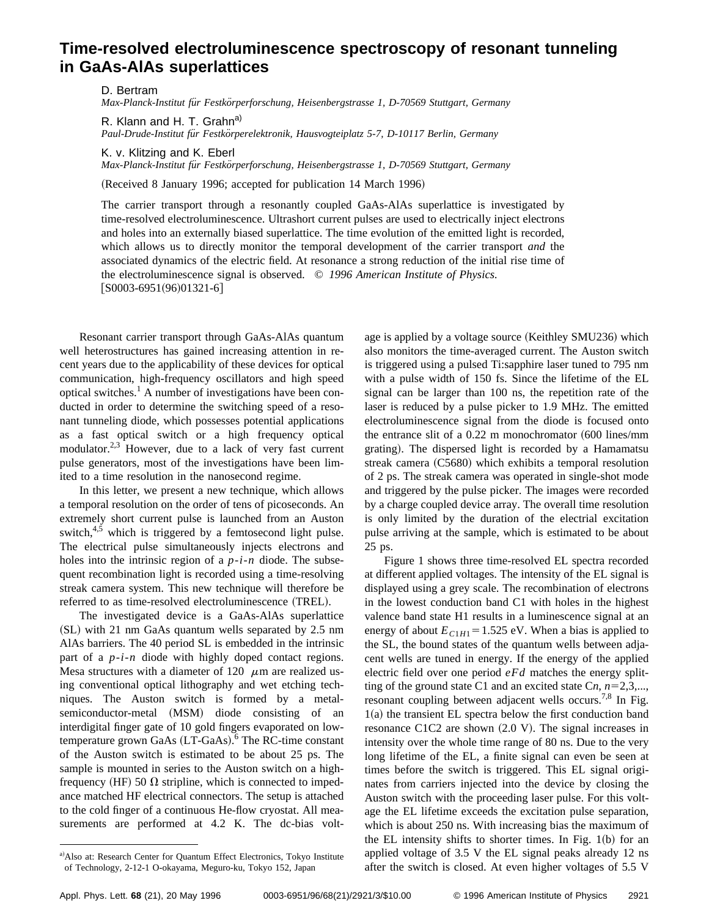# Time-resolved electroluminescence spectroscopy of resonant tunneling in GaAs-AlAs superlattices

D. Bertram
*Max-Planck-Institut für Festkörperforschung, Heisenbergstrasse 1, D-70569 Stuttgart, Germany*

R. Klann and H. T. Grahn[a]
*Paul-Drude-Institut für Festkörperelektronik, Hausvogteiplatz 5-7, D-10117 Berlin, Germany*

K. v. Klitzing and K. Eberl
*Max-Planck-Institut für Festkörperforschung, Heisenbergstrasse 1, D-70569 Stuttgart, Germany*

(Received 8 January 1996; accepted for publication 14 March 1996)

The carrier transport through a resonantly coupled GaAs-AlAs superlattice is investigated by time-resolved electroluminescence. Ultrashort current pulses are used to electrically inject electrons and holes into an externally biased superlattice. The time evolution of the emitted light is recorded, which allows us to directly monitor the temporal development of the carrier transport *and* the associated dynamics of the electric field. At resonance a strong reduction of the initial rise time of the electroluminescence signal is observed. © *1996 American Institute of Physics.*
[S0003-6951(96)01321-6]

Resonant carrier transport through GaAs-AlAs quantum well heterostructures has gained increasing attention in recent years due to the applicability of these devices for optical communication, high-frequency oscillators and high speed optical switches.[1] A number of investigations have been conducted in order to determine the switching speed of a resonant tunneling diode, which possesses potential applications as a fast optical switch or a high frequency optical modulator.[2,3] However, due to a lack of very fast current pulse generators, most of the investigations have been limited to a time resolution in the nanosecond regime.

In this letter, we present a new technique, which allows a temporal resolution on the order of tens of picoseconds. An extremely short current pulse is launched from an Auston switch,[4,5] which is triggered by a femtosecond light pulse. The electrical pulse simultaneously injects electrons and holes into the intrinsic region of a *p-i-n* diode. The subsequent recombination light is recorded using a time-resolving streak camera system. This new technique will therefore be referred to as time-resolved electroluminescence (TREL).

The investigated device is a GaAs-AlAs superlattice (SL) with 21 nm GaAs quantum wells separated by 2.5 nm AlAs barriers. The 40 period SL is embedded in the intrinsic part of a *p-i-n* diode with highly doped contact regions. Mesa structures with a diameter of 120 $\mu$m are realized using conventional optical lithography and wet etching techniques. The Auston switch is formed by a metal-semiconductor-metal (MSM) diode consisting of an interdigital finger gate of 10 gold fingers evaporated on low-temperature grown GaAs (LT-GaAs).[6] The RC-time constant of the Auston switch is estimated to be about 25 ps. The sample is mounted in series to the Auston switch on a high-frequency (HF) 50 $\Omega$ stripline, which is connected to impedance matched HF electrical connectors. The setup is attached to the cold finger of a continuous He-flow cryostat. All measurements are performed at 4.2 K. The dc-bias voltage is applied by a voltage source (Keithley SMU236) which also monitors the time-averaged current. The Auston switch is triggered using a pulsed Ti:sapphire laser tuned to 795 nm with a pulse width of 150 fs. Since the lifetime of the EL signal can be larger than 100 ns, the repetition rate of the laser is reduced by a pulse picker to 1.9 MHz. The emitted electroluminescence signal from the diode is focused onto the entrance slit of a 0.22 m monochromator (600 lines/mm grating). The dispersed light is recorded by a Hamamatsu streak camera (C5680) which exhibits a temporal resolution of 2 ps. The streak camera was operated in single-shot mode and triggered by the pulse picker. The images were recorded by a charge coupled device array. The overall time resolution is only limited by the duration of the electrial excitation pulse arriving at the sample, which is estimated to be about 25 ps.

Figure 1 shows three time-resolved EL spectra recorded at different applied voltages. The intensity of the EL signal is displayed using a grey scale. The recombination of electrons in the lowest conduction band C1 with holes in the highest valence band state H1 results in a luminescence signal at an energy of about $E_{C1H1}=1.525$ eV. When a bias is applied to the SL, the bound states of the quantum wells between adjacent wells are tuned in energy. If the energy of the applied electric field over one period $eFd$ matches the energy splitting of the ground state C1 and an excited state C$n$, $n=2,3,...$, resonant coupling between adjacent wells occurs.[7,8] In Fig. 1(a) the transient EL spectra below the first conduction band resonance C1C2 are shown (2.0 V). The signal increases in intensity over the whole time range of 80 ns. Due to the very long lifetime of the EL, a finite signal can even be seen at times before the switch is triggered. This EL signal originates from carriers injected into the device by closing the Auston switch with the proceeding laser pulse. For this voltage the EL lifetime exceeds the excitation pulse separation, which is about 250 ns. With increasing bias the maximum of the EL intensity shifts to shorter times. In Fig. 1(b) for an applied voltage of 3.5 V the EL signal peaks already 12 ns after the switch is closed. At even higher voltages of 5.5 V

[a]Also at: Research Center for Quantum Effect Electronics, Tokyo Institute of Technology, 2-12-1 O-okayama, Meguro-ku, Tokyo 152, Japan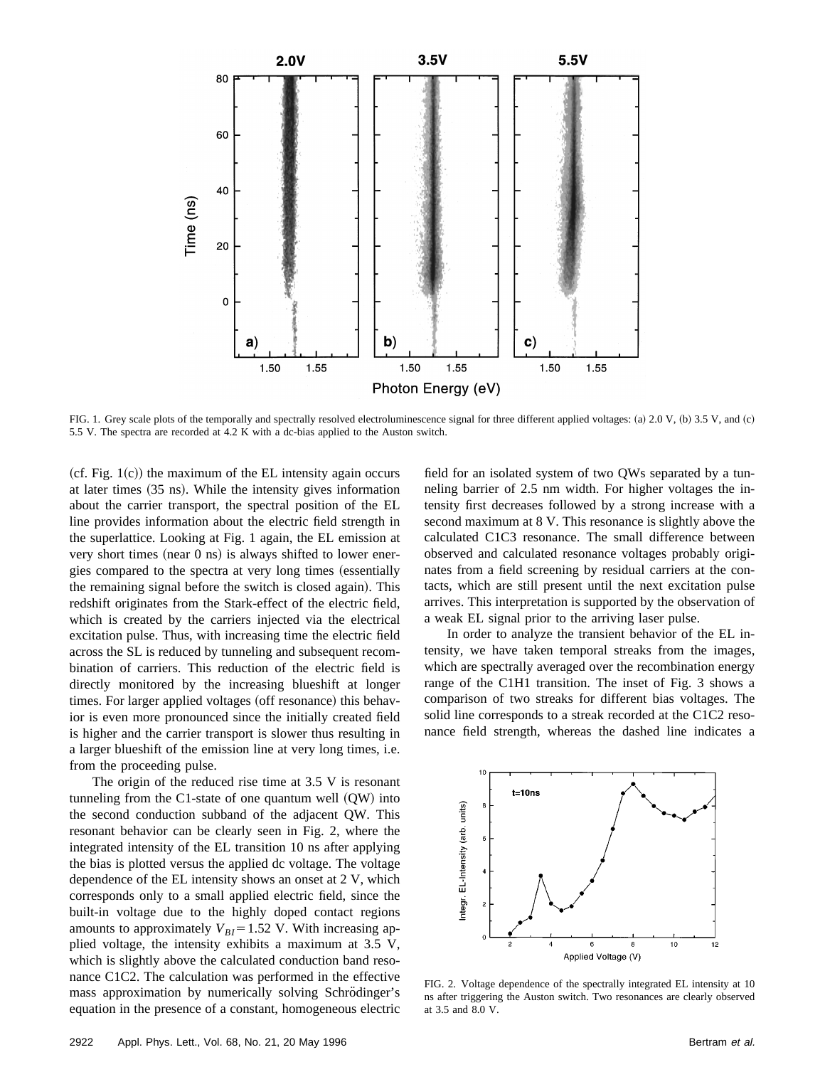FIG. 1. Grey scale plots of the temporally and spectrally resolved electroluminescence signal for three different applied voltages: (a) 2.0 V, (b) 3.5 V, and (c) 5.5 V. The spectra are recorded at 4.2 K with a dc-bias applied to the Auston switch.

(cf. Fig. 1(c)) the maximum of the EL intensity again occurs at later times (35 ns). While the intensity gives information about the carrier transport, the spectral position of the EL line provides information about the electric field strength in the superlattice. Looking at Fig. 1 again, the EL emission at very short times (near 0 ns) is always shifted to lower energies compared to the spectra at very long times (essentially the remaining signal before the switch is closed again). This redshift originates from the Stark-effect of the electric field, which is created by the carriers injected via the electrical excitation pulse. Thus, with increasing time the electric field across the SL is reduced by tunneling and subsequent recombination of carriers. This reduction of the electric field is directly monitored by the increasing blueshift at longer times. For larger applied voltages (off resonance) this behavior is even more pronounced since the initially created field is higher and the carrier transport is slower thus resulting in a larger blueshift of the emission line at very long times, i.e. from the proceeding pulse.

The origin of the reduced rise time at 3.5 V is resonant tunneling from the C1-state of one quantum well (QW) into the second conduction subband of the adjacent QW. This resonant behavior can be clearly seen in Fig. 2, where the integrated intensity of the EL transition 10 ns after applying the bias is plotted versus the applied dc voltage. The voltage dependence of the EL intensity shows an onset at 2 V, which corresponds only to a small applied electric field, since the built-in voltage due to the highly doped contact regions amounts to approximately $V_{BI} = 1.52$ V. With increasing applied voltage, the intensity exhibits a maximum at 3.5 V, which is slightly above the calculated conduction band resonance C1C2. The calculation was performed in the effective mass approximation by numerically solving Schrödinger's equation in the presence of a constant, homogeneous electric field for an isolated system of two QWs separated by a tunneling barrier of 2.5 nm width. For higher voltages the intensity first decreases followed by a strong increase with a second maximum at 8 V. This resonance is slightly above the calculated C1C3 resonance. The small difference between observed and calculated resonance voltages probably originates from a field screening by residual carriers at the contacts, which are still present until the next excitation pulse arrives. This interpretation is supported by the observation of a weak EL signal prior to the arriving laser pulse.

In order to analyze the transient behavior of the EL intensity, we have taken temporal streaks from the images, which are spectrally averaged over the recombination energy range of the C1H1 transition. The inset of Fig. 3 shows a comparison of two streaks for different bias voltages. The solid line corresponds to a streak recorded at the C1C2 resonance field strength, whereas the dashed line indicates a

FIG. 2. Voltage dependence of the spectrally integrated EL intensity at 10 ns after triggering the Auston switch. Two resonances are clearly observed at 3.5 and 8.0 V.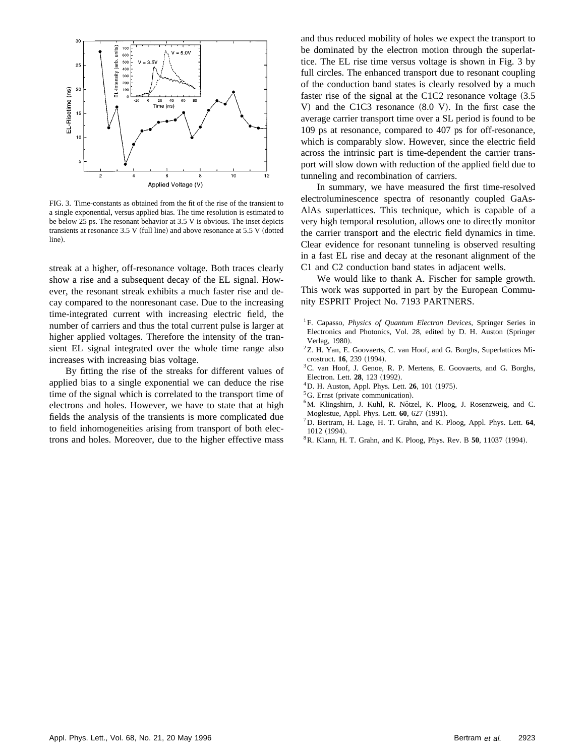30
25
20
15
10
5
EL-Risetime (ns)
2
4
6
8
10
12
Applied Voltage (V)
EL-Intensity (arb. units)
700
600
500
400
300
200
100
0
-20
0
20
40
60
80
Time (ns)
V = 5.0V
V = 3.5V

FIG. 3. Time-constants as obtained from the fit of the rise of the transient to a single exponential, versus applied bias. The time resolution is estimated to be below 25 ps. The resonant behavior at 3.5 V is obvious. The inset depicts transients at resonance 3.5 V (full line) and above resonance at 5.5 V (dotted line).

streak at a higher, off-resonance voltage. Both traces clearly show a rise and a subsequent decay of the EL signal. However, the resonant streak exhibits a much faster rise and decay compared to the nonresonant case. Due to the increasing time-integrated current with increasing electric field, the number of carriers and thus the total current pulse is larger at higher applied voltages. Therefore the intensity of the transient EL signal integrated over the whole time range also increases with increasing bias voltage.

By fitting the rise of the streaks for different values of applied bias to a single exponential we can deduce the rise time of the signal which is correlated to the transport time of electrons and holes. However, we have to state that at high fields the analysis of the transients is more complicated due to field inhomogeneities arising from transport of both electrons and holes. Moreover, due to the higher effective mass and thus reduced mobility of holes we expect the transport to be dominated by the electron motion through the superlattice. The EL rise time versus voltage is shown in Fig. 3 by full circles. The enhanced transport due to resonant coupling of the conduction band states is clearly resolved by a much faster rise of the signal at the C1C2 resonance voltage (3.5 V) and the C1C3 resonance (8.0 V). In the first case the average carrier transport time over a SL period is found to be 109 ps at resonance, compared to 407 ps for off-resonance, which is comparably slow. However, since the electric field across the intrinsic part is time-dependent the carrier transport will slow down with reduction of the applied field due to tunneling and recombination of carriers.

In summary, we have measured the first time-resolved electroluminescence spectra of resonantly coupled GaAs-AlAs superlattices. This technique, which is capable of a very high temporal resolution, allows one to directly monitor the carrier transport and the electric field dynamics in time. Clear evidence for resonant tunneling is observed resulting in a fast EL rise and decay at the resonant alignment of the C1 and C2 conduction band states in adjacent wells.

We would like to thank A. Fischer for sample growth. This work was supported in part by the European Community ESPRIT Project No. 7193 PARTNERS.

[1] F. Capasso, *Physics of Quantum Electron Devices*, Springer Series in Electronics and Photonics, Vol. 28, edited by D. H. Auston (Springer Verlag, 1980).

[2] Z. H. Yan, E. Goovaerts, C. van Hoof, and G. Borghs, Superlattices Microstruct. **16**, 239 (1994).

[3] C. van Hoof, J. Genoe, R. P. Mertens, E. Goovaerts, and G. Borghs, Electron. Lett. **28**, 123 (1992).

[4] D. H. Auston, Appl. Phys. Lett. **26**, 101 (1975).

[5] G. Ernst (private communication).

[6] M. Klingshirn, J. Kuhl, R. Nötzel, K. Ploog, J. Rosenzweig, and C. Moglestue, Appl. Phys. Lett. **60**, 627 (1991).

[7] D. Bertram, H. Lage, H. T. Grahn, and K. Ploog, Appl. Phys. Lett. **64**, 1012 (1994).

[8] R. Klann, H. T. Grahn, and K. Ploog, Phys. Rev. B **50**, 11037 (1994).